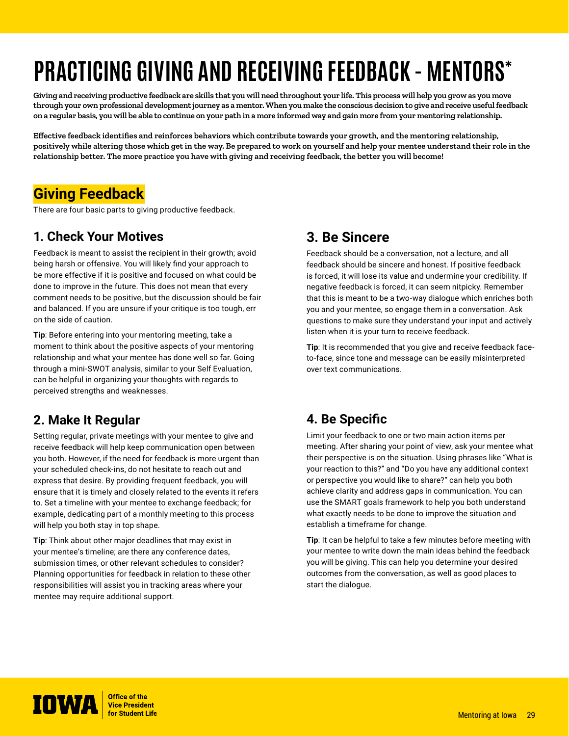# PRACTICING GIVING AND RECEIVING FEEDBACK - MENTORS*

**Giving and receiving productive feedback are skills that you will need throughout your life. This process will help you grow as you move through your own professional development journey as a mentor. When you make the conscious decision to give and receive useful feedback on a regular basis, you will be able to continue on your path in a more informed way and gain more from your mentoring relationship.**

**Effective feedback identifies and reinforces behaviors which contribute towards your growth, and the mentoring relationship, positively while altering those which get in the way. Be prepared to work on yourself and help your mentee understand their role in the relationship better. The more practice you have with giving and receiving feedback, the better you will become!**

## Giving Feedback

There are four basic parts to giving productive feedback.

### 1. Check Your Motives

Feedback is meant to assist the recipient in their growth; avoid being harsh or offensive. You will likely find your approach to be more effective if it is positive and focused on what could be done to improve in the future. This does not mean that every comment needs to be positive, but the discussion should be fair and balanced. If you are unsure if your critique is too tough, err on the side of caution.

**Tip**: Before entering into your mentoring meeting, take a moment to think about the positive aspects of your mentoring relationship and what your mentee has done well so far. Going through a mini-SWOT analysis, similar to your Self Evaluation, can be helpful in organizing your thoughts with regards to perceived strengths and weaknesses.

### 2. Make It Regular

Setting regular, private meetings with your mentee to give and receive feedback will help keep communication open between you both. However, if the need for feedback is more urgent than your scheduled check-ins, do not hesitate to reach out and express that desire. By providing frequent feedback, you will ensure that it is timely and closely related to the events it refers to. Set a timeline with your mentee to exchange feedback; for example, dedicating part of a monthly meeting to this process will help you both stay in top shape.

**Tip**: Think about other major deadlines that may exist in your mentee's timeline; are there any conference dates, submission times, or other relevant schedules to consider? Planning opportunities for feedback in relation to these other responsibilities will assist you in tracking areas where your mentee may require additional support.

### 3. Be Sincere

Feedback should be a conversation, not a lecture, and all feedback should be sincere and honest. If positive feedback is forced, it will lose its value and undermine your credibility. If negative feedback is forced, it can seem nitpicky. Remember that this is meant to be a two-way dialogue which enriches both you and your mentee, so engage them in a conversation. Ask questions to make sure they understand your input and actively listen when it is your turn to receive feedback.

**Tip**: It is recommended that you give and receive feedback face-to-face, since tone and message can be easily misinterpreted over text communications.

### 4. Be Specific

Limit your feedback to one or two main action items per meeting. After sharing your point of view, ask your mentee what their perspective is on the situation. Using phrases like "What is your reaction to this?" and "Do you have any additional context or perspective you would like to share?" can help you both achieve clarity and address gaps in communication. You can use the SMART goals framework to help you both understand what exactly needs to be done to improve the situation and establish a timeframe for change.

**Tip**: It can be helpful to take a few minutes before meeting with your mentee to write down the main ideas behind the feedback you will be giving. This can help you determine your desired outcomes from the conversation, as well as good places to start the dialogue.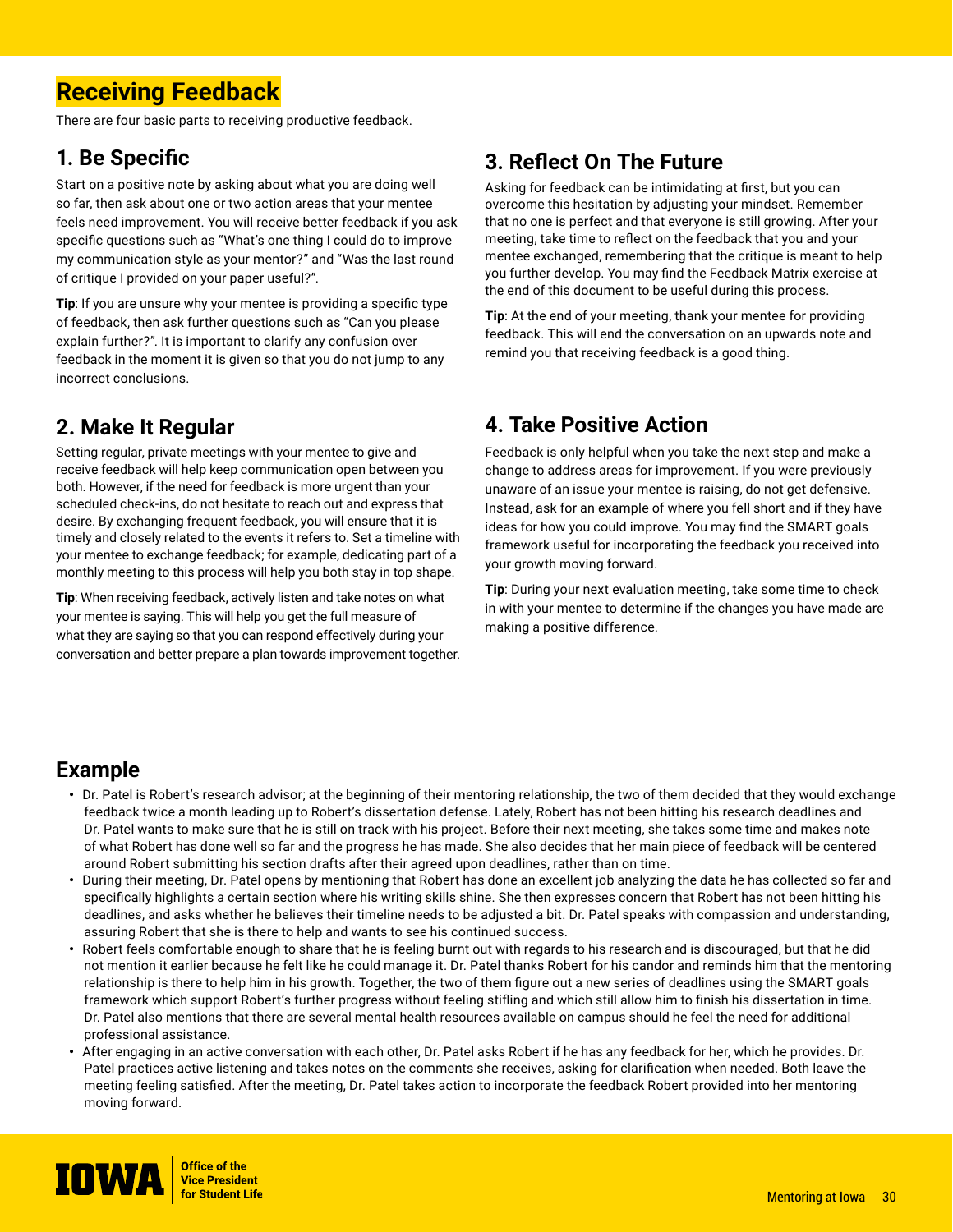# Receiving Feedback

There are four basic parts to receiving productive feedback.

## 1. Be Specific

Start on a positive note by asking about what you are doing well so far, then ask about one or two action areas that your mentee feels need improvement. You will receive better feedback if you ask specific questions such as "What's one thing I could do to improve my communication style as your mentor?" and "Was the last round of critique I provided on your paper useful?".

**Tip**: If you are unsure why your mentee is providing a specific type of feedback, then ask further questions such as "Can you please explain further?". It is important to clarify any confusion over feedback in the moment it is given so that you do not jump to any incorrect conclusions.

## 2. Make It Regular

Setting regular, private meetings with your mentee to give and receive feedback will help keep communication open between you both. However, if the need for feedback is more urgent than your scheduled check-ins, do not hesitate to reach out and express that desire. By exchanging frequent feedback, you will ensure that it is timely and closely related to the events it refers to. Set a timeline with your mentee to exchange feedback; for example, dedicating part of a monthly meeting to this process will help you both stay in top shape.

**Tip**: When receiving feedback, actively listen and take notes on what your mentee is saying. This will help you get the full measure of what they are saying so that you can respond effectively during your conversation and better prepare a plan towards improvement together.

## 3. Reflect On The Future

Asking for feedback can be intimidating at first, but you can overcome this hesitation by adjusting your mindset. Remember that no one is perfect and that everyone is still growing. After your meeting, take time to reflect on the feedback that you and your mentee exchanged, remembering that the critique is meant to help you further develop. You may find the Feedback Matrix exercise at the end of this document to be useful during this process.

**Tip**: At the end of your meeting, thank your mentee for providing feedback. This will end the conversation on an upwards note and remind you that receiving feedback is a good thing.

## 4. Take Positive Action

Feedback is only helpful when you take the next step and make a change to address areas for improvement. If you were previously unaware of an issue your mentee is raising, do not get defensive. Instead, ask for an example of where you fell short and if they have ideas for how you could improve. You may find the SMART goals framework useful for incorporating the feedback you received into your growth moving forward.

**Tip**: During your next evaluation meeting, take some time to check in with your mentee to determine if the changes you have made are making a positive difference.

## Example

- Dr. Patel is Robert's research advisor; at the beginning of their mentoring relationship, the two of them decided that they would exchange feedback twice a month leading up to Robert's dissertation defense. Lately, Robert has not been hitting his research deadlines and Dr. Patel wants to make sure that he is still on track with his project. Before their next meeting, she takes some time and makes note of what Robert has done well so far and the progress he has made. She also decides that her main piece of feedback will be centered around Robert submitting his section drafts after their agreed upon deadlines, rather than on time.
- During their meeting, Dr. Patel opens by mentioning that Robert has done an excellent job analyzing the data he has collected so far and specifically highlights a certain section where his writing skills shine. She then expresses concern that Robert has not been hitting his deadlines, and asks whether he believes their timeline needs to be adjusted a bit. Dr. Patel speaks with compassion and understanding, assuring Robert that she is there to help and wants to see his continued success.
- Robert feels comfortable enough to share that he is feeling burnt out with regards to his research and is discouraged, but that he did not mention it earlier because he felt like he could manage it. Dr. Patel thanks Robert for his candor and reminds him that the mentoring relationship is there to help him in his growth. Together, the two of them figure out a new series of deadlines using the SMART goals framework which support Robert's further progress without feeling stifling and which still allow him to finish his dissertation in time. Dr. Patel also mentions that there are several mental health resources available on campus should he feel the need for additional professional assistance.
- After engaging in an active conversation with each other, Dr. Patel asks Robert if he has any feedback for her, which he provides. Dr. Patel practices active listening and takes notes on the comments she receives, asking for clarification when needed. Both leave the meeting feeling satisfied. After the meeting, Dr. Patel takes action to incorporate the feedback Robert provided into her mentoring moving forward.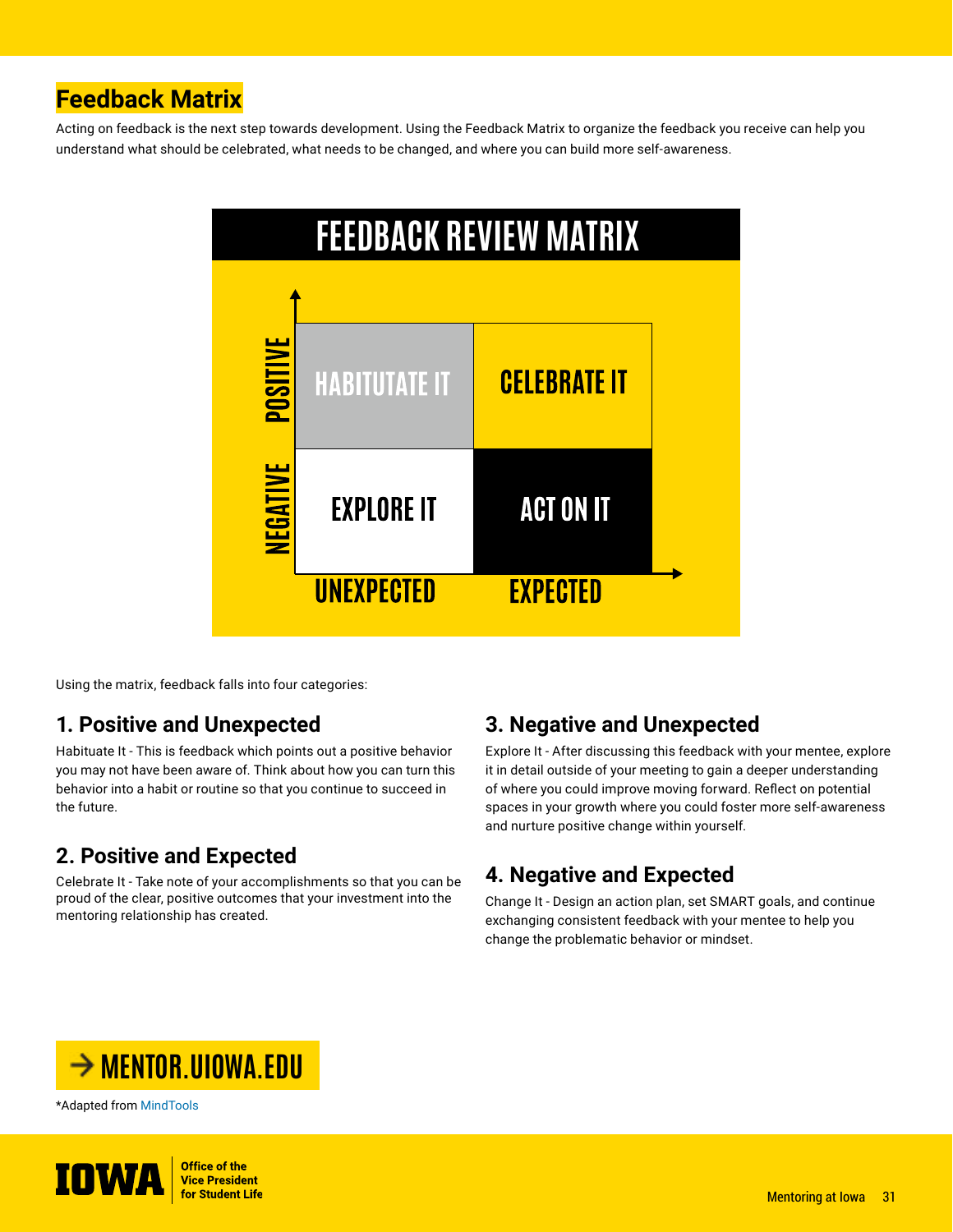## Feedback Matrix

Acting on feedback is the next step towards development. Using the Feedback Matrix to organize the feedback you receive can help you understand what should be celebrated, what needs to be changed, and where you can build more self-awareness.

FEEDBACK REVIEW MATRIX

POSITIVE
NEGATIVE
HABITUTATE IT
CELEBRATE IT
EXPLORE IT
ACT ON IT
UNEXPECTED
EXPECTED

Using the matrix, feedback falls into four categories:

### 1. Positive and Unexpected

Habituate It - This is feedback which points out a positive behavior you may not have been aware of. Think about how you can turn this behavior into a habit or routine so that you continue to succeed in the future.

### 2. Positive and Expected

Celebrate It - Take note of your accomplishments so that you can be proud of the clear, positive outcomes that your investment into the mentoring relationship has created.

### 3. Negative and Unexpected

Explore It - After discussing this feedback with your mentee, explore it in detail outside of your meeting to gain a deeper understanding of where you could improve moving forward. Reflect on potential spaces in your growth where you could foster more self-awareness and nurture positive change within yourself.

### 4. Negative and Expected

Change It - Design an action plan, set SMART goals, and continue exchanging consistent feedback with your mentee to help you change the problematic behavior or mindset.

→ MENTOR.UIOWA.EDU

*Adapted from MindTools

IOWA Office of the Vice President for Student Life